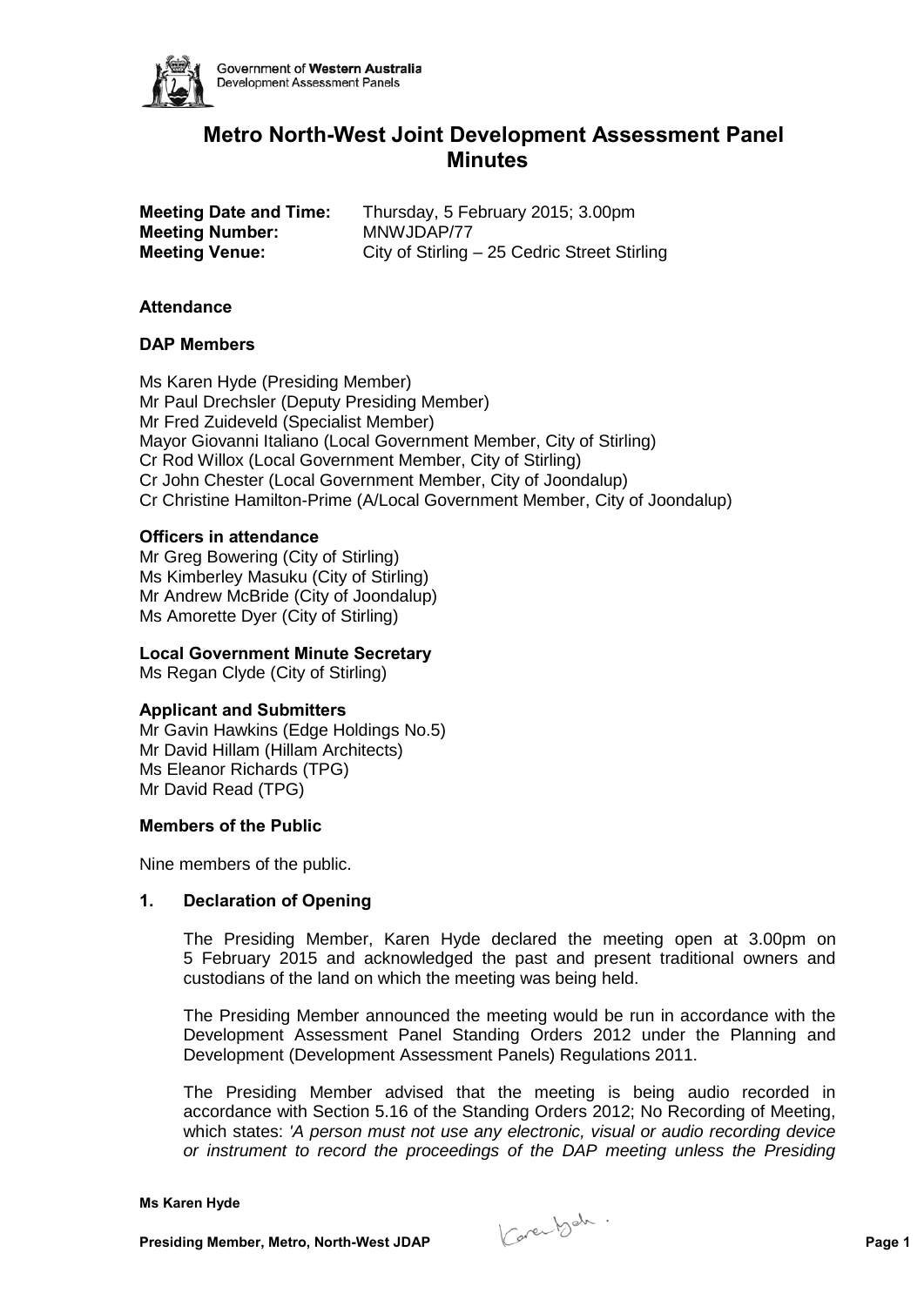Government of Western Australia
Development Assessment Panels

# Metro North-West Joint Development Assessment Panel Minutes

**Meeting Date and Time:** Thursday, 5 February 2015; 3.00pm
**Meeting Number:** MNWJDAP/77
**Meeting Venue:** City of Stirling – 25 Cedric Street Stirling

### Attendance

### DAP Members

Ms Karen Hyde (Presiding Member)
Mr Paul Drechsler (Deputy Presiding Member)
Mr Fred Zuideveld (Specialist Member)
Mayor Giovanni Italiano (Local Government Member, City of Stirling)
Cr Rod Willox (Local Government Member, City of Stirling)
Cr John Chester (Local Government Member, City of Joondalup)
Cr Christine Hamilton-Prime (A/Local Government Member, City of Joondalup)

### Officers in attendance

Mr Greg Bowering (City of Stirling)
Ms Kimberley Masuku (City of Stirling)
Mr Andrew McBride (City of Joondalup)
Ms Amorette Dyer (City of Stirling)

### Local Government Minute Secretary

Ms Regan Clyde (City of Stirling)

### Applicant and Submitters

Mr Gavin Hawkins (Edge Holdings No.5)
Mr David Hillam (Hillam Architects)
Ms Eleanor Richards (TPG)
Mr David Read (TPG)

### Members of the Public

Nine members of the public.

### 1. Declaration of Opening

The Presiding Member, Karen Hyde declared the meeting open at 3.00pm on 5 February 2015 and acknowledged the past and present traditional owners and custodians of the land on which the meeting was being held.

The Presiding Member announced the meeting would be run in accordance with the Development Assessment Panel Standing Orders 2012 under the Planning and Development (Development Assessment Panels) Regulations 2011.

The Presiding Member advised that the meeting is being audio recorded in accordance with Section 5.16 of the Standing Orders 2012; No Recording of Meeting, which states: *'A person must not use any electronic, visual or audio recording device or instrument to record the proceedings of the DAP meeting unless the Presiding*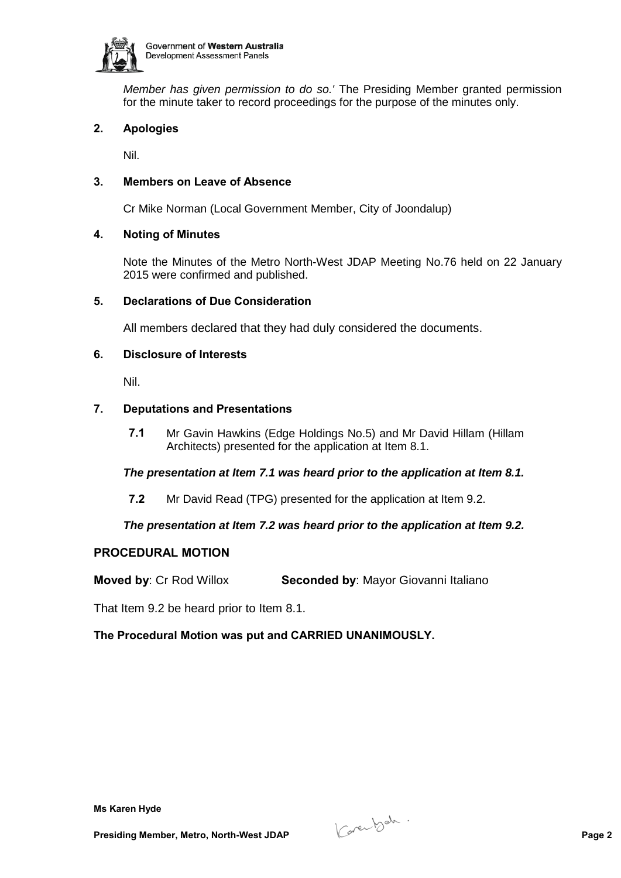*Member has given permission to do so.'* The Presiding Member granted permission for the minute taker to record proceedings for the purpose of the minutes only.

**2. Apologies**

Nil.

**3. Members on Leave of Absence**

Cr Mike Norman (Local Government Member, City of Joondalup)

**4. Noting of Minutes**

Note the Minutes of the Metro North-West JDAP Meeting No.76 held on 22 January 2015 were confirmed and published.

**5. Declarations of Due Consideration**

All members declared that they had duly considered the documents.

**6. Disclosure of Interests**

Nil.

**7. Deputations and Presentations**

**7.1** Mr Gavin Hawkins (Edge Holdings No.5) and Mr David Hillam (Hillam Architects) presented for the application at Item 8.1.

***The presentation at Item 7.1 was heard prior to the application at Item 8.1.***

**7.2** Mr David Read (TPG) presented for the application at Item 9.2.

***The presentation at Item 7.2 was heard prior to the application at Item 9.2.***

**PROCEDURAL MOTION**

**Moved by**: Cr Rod Willox **Seconded by**: Mayor Giovanni Italiano

That Item 9.2 be heard prior to Item 8.1.

**The Procedural Motion was put and CARRIED UNANIMOUSLY.**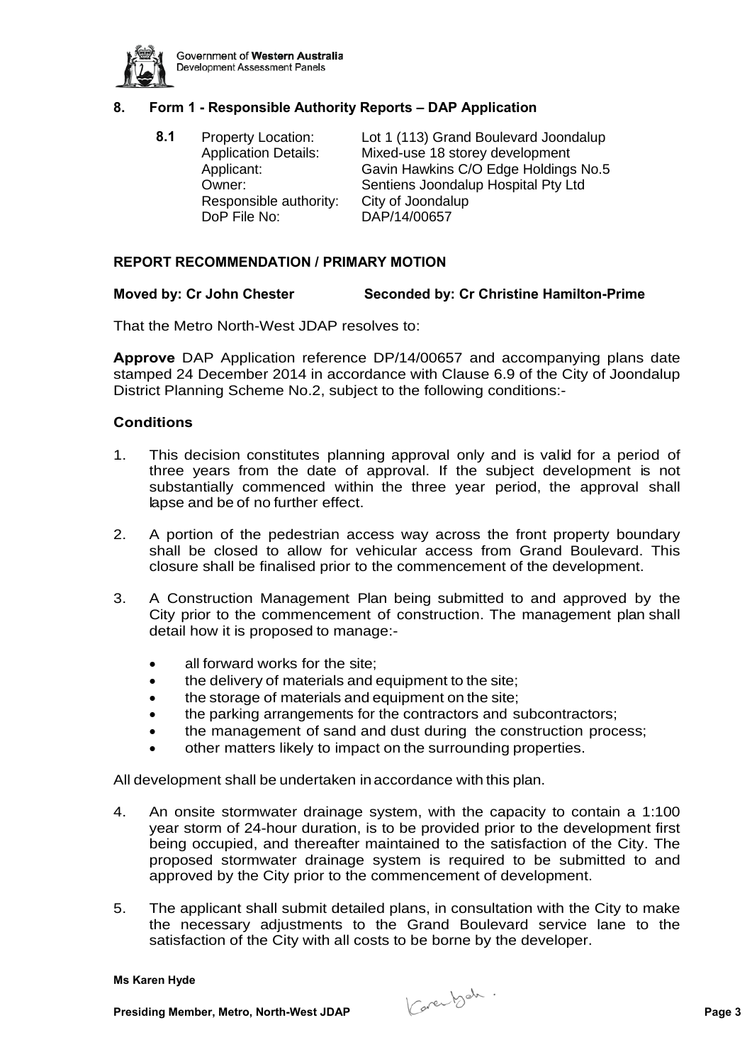## 8. Form 1 - Responsible Authority Reports – DAP Application

**8.1**

| | |
|---|---|
| Property Location: | Lot 1 (113) Grand Boulevard Joondalup |
| Application Details: | Mixed-use 18 storey development |
| Applicant: | Gavin Hawkins C/O Edge Holdings No.5 |
| Owner: | Sentiens Joondalup Hospital Pty Ltd |
| Responsible authority: | City of Joondalup |
| DoP File No: | DAP/14/00657 |

### REPORT RECOMMENDATION / PRIMARY MOTION

**Moved by: Cr John Chester** **Seconded by: Cr Christine Hamilton-Prime**

That the Metro North-West JDAP resolves to:

**Approve** DAP Application reference DP/14/00657 and accompanying plans date stamped 24 December 2014 in accordance with Clause 6.9 of the City of Joondalup District Planning Scheme No.2, subject to the following conditions:-

### Conditions

1. This decision constitutes planning approval only and is valid for a period of three years from the date of approval. If the subject development is not substantially commenced within the three year period, the approval shall lapse and be of no further effect.

2. A portion of the pedestrian access way across the front property boundary shall be closed to allow for vehicular access from Grand Boulevard. This closure shall be finalised prior to the commencement of the development.

3. A Construction Management Plan being submitted to and approved by the City prior to the commencement of construction. The management plan shall detail how it is proposed to manage:-

   - all forward works for the site;
   - the delivery of materials and equipment to the site;
   - the storage of materials and equipment on the site;
   - the parking arrangements for the contractors and subcontractors;
   - the management of sand and dust during the construction process;
   - other matters likely to impact on the surrounding properties.

All development shall be undertaken in accordance with this plan.

4. An onsite stormwater drainage system, with the capacity to contain a 1:100 year storm of 24-hour duration, is to be provided prior to the development first being occupied, and thereafter maintained to the satisfaction of the City. The proposed stormwater drainage system is required to be submitted to and approved by the City prior to the commencement of development.

5. The applicant shall submit detailed plans, in consultation with the City to make the necessary adjustments to the Grand Boulevard service lane to the satisfaction of the City with all costs to be borne by the developer.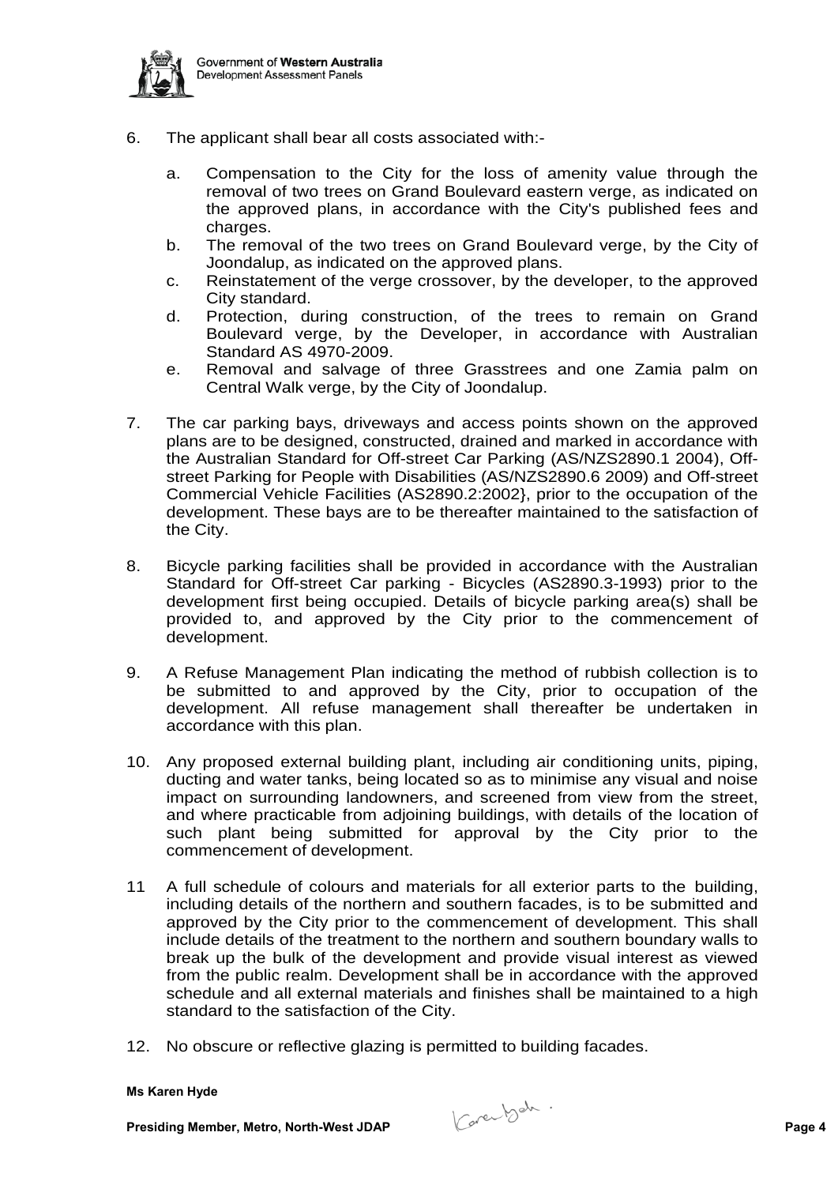6. The applicant shall bear all costs associated with:-

   a. Compensation to the City for the loss of amenity value through the removal of two trees on Grand Boulevard eastern verge, as indicated on the approved plans, in accordance with the City's published fees and charges.
   b. The removal of the two trees on Grand Boulevard verge, by the City of Joondalup, as indicated on the approved plans.
   c. Reinstatement of the verge crossover, by the developer, to the approved City standard.
   d. Protection, during construction, of the trees to remain on Grand Boulevard verge, by the Developer, in accordance with Australian Standard AS 4970-2009.
   e. Removal and salvage of three Grasstrees and one Zamia palm on Central Walk verge, by the City of Joondalup.

7. The car parking bays, driveways and access points shown on the approved plans are to be designed, constructed, drained and marked in accordance with the Australian Standard for Off-street Car Parking (AS/NZS2890.1 2004), Off-street Parking for People with Disabilities (AS/NZS2890.6 2009) and Off-street Commercial Vehicle Facilities (AS2890.2:2002}, prior to the occupation of the development. These bays are to be thereafter maintained to the satisfaction of the City.

8. Bicycle parking facilities shall be provided in accordance with the Australian Standard for Off-street Car parking - Bicycles (AS2890.3-1993) prior to the development first being occupied. Details of bicycle parking area(s) shall be provided to, and approved by the City prior to the commencement of development.

9. A Refuse Management Plan indicating the method of rubbish collection is to be submitted to and approved by the City, prior to occupation of the development. All refuse management shall thereafter be undertaken in accordance with this plan.

10. Any proposed external building plant, including air conditioning units, piping, ducting and water tanks, being located so as to minimise any visual and noise impact on surrounding landowners, and screened from view from the street, and where practicable from adjoining buildings, with details of the location of such plant being submitted for approval by the City prior to the commencement of development.

11 A full schedule of colours and materials for all exterior parts to the building, including details of the northern and southern facades, is to be submitted and approved by the City prior to the commencement of development. This shall include details of the treatment to the northern and southern boundary walls to break up the bulk of the development and provide visual interest as viewed from the public realm. Development shall be in accordance with the approved schedule and all external materials and finishes shall be maintained to a high standard to the satisfaction of the City.

12. No obscure or reflective glazing is permitted to building facades.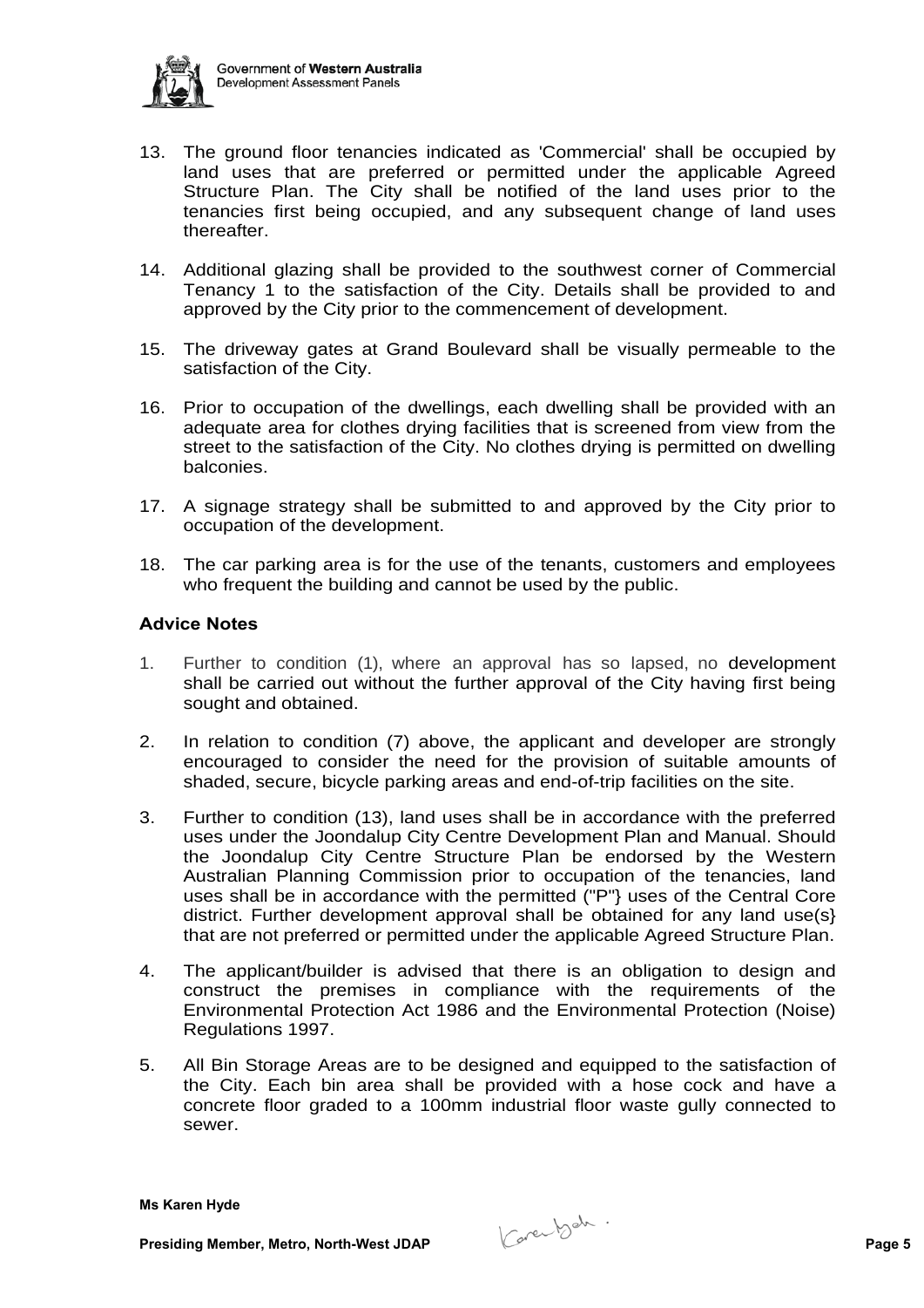13. The ground floor tenancies indicated as 'Commercial' shall be occupied by land uses that are preferred or permitted under the applicable Agreed Structure Plan. The City shall be notified of the land uses prior to the tenancies first being occupied, and any subsequent change of land uses thereafter.

14. Additional glazing shall be provided to the southwest corner of Commercial Tenancy 1 to the satisfaction of the City. Details shall be provided to and approved by the City prior to the commencement of development.

15. The driveway gates at Grand Boulevard shall be visually permeable to the satisfaction of the City.

16. Prior to occupation of the dwellings, each dwelling shall be provided with an adequate area for clothes drying facilities that is screened from view from the street to the satisfaction of the City. No clothes drying is permitted on dwelling balconies.

17. A signage strategy shall be submitted to and approved by the City prior to occupation of the development.

18. The car parking area is for the use of the tenants, customers and employees who frequent the building and cannot be used by the public.

### Advice Notes

1. Further to condition (1), where an approval has so lapsed, no development shall be carried out without the further approval of the City having first being sought and obtained.

2. In relation to condition (7) above, the applicant and developer are strongly encouraged to consider the need for the provision of suitable amounts of shaded, secure, bicycle parking areas and end-of-trip facilities on the site.

3. Further to condition (13), land uses shall be in accordance with the preferred uses under the Joondalup City Centre Development Plan and Manual. Should the Joondalup City Centre Structure Plan be endorsed by the Western Australian Planning Commission prior to occupation of the tenancies, land uses shall be in accordance with the permitted ("P"} uses of the Central Core district. Further development approval shall be obtained for any land use(s} that are not preferred or permitted under the applicable Agreed Structure Plan.

4. The applicant/builder is advised that there is an obligation to design and construct the premises in compliance with the requirements of the Environmental Protection Act 1986 and the Environmental Protection (Noise) Regulations 1997.

5. All Bin Storage Areas are to be designed and equipped to the satisfaction of the City. Each bin area shall be provided with a hose cock and have a concrete floor graded to a 100mm industrial floor waste gully connected to sewer.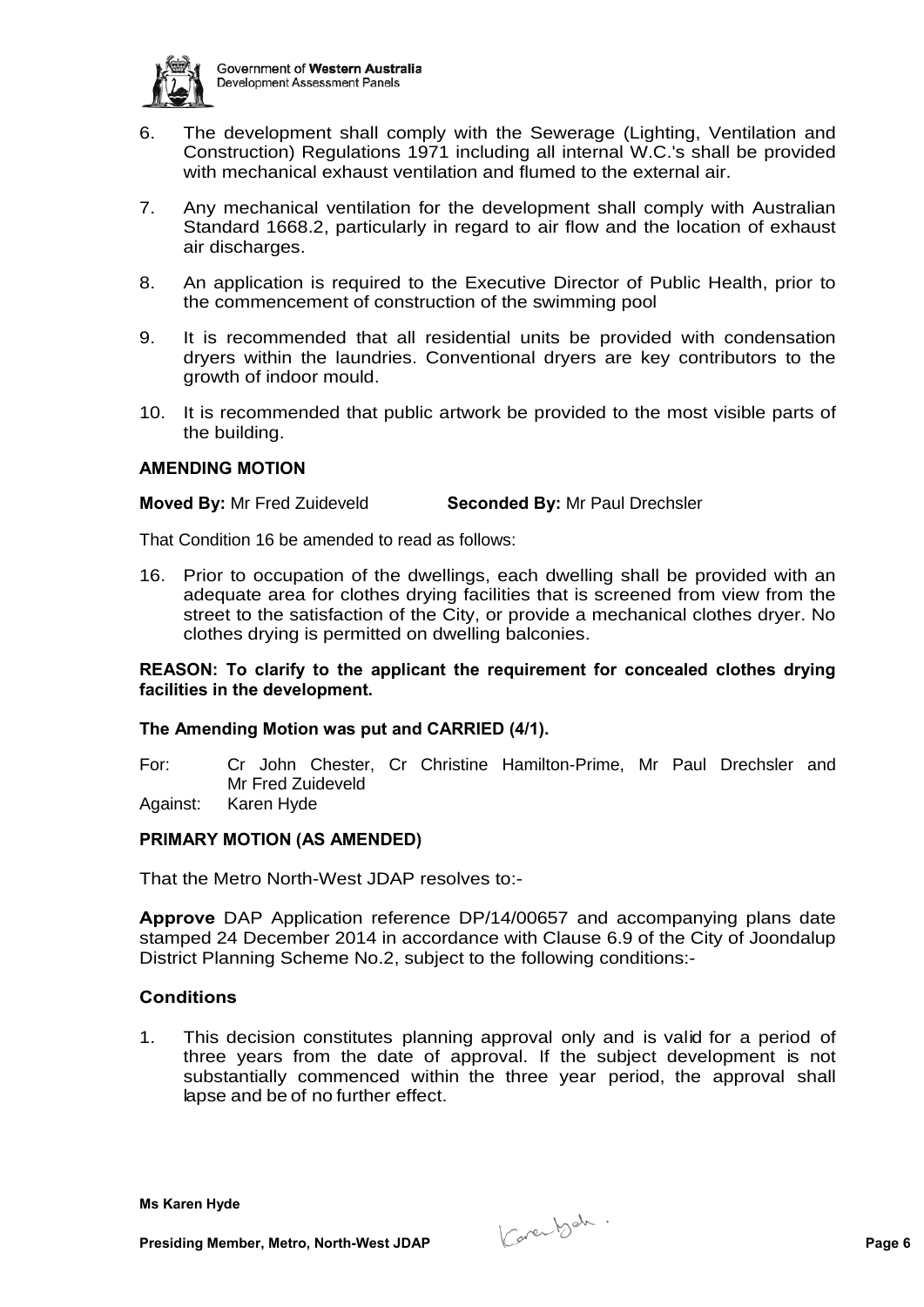6. The development shall comply with the Sewerage (Lighting, Ventilation and Construction) Regulations 1971 including all internal W.C.'s shall be provided with mechanical exhaust ventilation and flumed to the external air.

7. Any mechanical ventilation for the development shall comply with Australian Standard 1668.2, particularly in regard to air flow and the location of exhaust air discharges.

8. An application is required to the Executive Director of Public Health, prior to the commencement of construction of the swimming pool

9. It is recommended that all residential units be provided with condensation dryers within the laundries. Conventional dryers are key contributors to the growth of indoor mould.

10. It is recommended that public artwork be provided to the most visible parts of the building.

**AMENDING MOTION**

**Moved By:** Mr Fred Zuideveld **Seconded By:** Mr Paul Drechsler

That Condition 16 be amended to read as follows:

16. Prior to occupation of the dwellings, each dwelling shall be provided with an adequate area for clothes drying facilities that is screened from view from the street to the satisfaction of the City, or provide a mechanical clothes dryer. No clothes drying is permitted on dwelling balconies.

**REASON: To clarify to the applicant the requirement for concealed clothes drying facilities in the development.**

**The Amending Motion was put and CARRIED (4/1).**

For: Cr John Chester, Cr Christine Hamilton-Prime, Mr Paul Drechsler and Mr Fred Zuideveld

Against: Karen Hyde

**PRIMARY MOTION (AS AMENDED)**

That the Metro North-West JDAP resolves to:-

**Approve** DAP Application reference DP/14/00657 and accompanying plans date stamped 24 December 2014 in accordance with Clause 6.9 of the City of Joondalup District Planning Scheme No.2, subject to the following conditions:-

**Conditions**

1. This decision constitutes planning approval only and is valid for a period of three years from the date of approval. If the subject development is not substantially commenced within the three year period, the approval shall lapse and be of no further effect.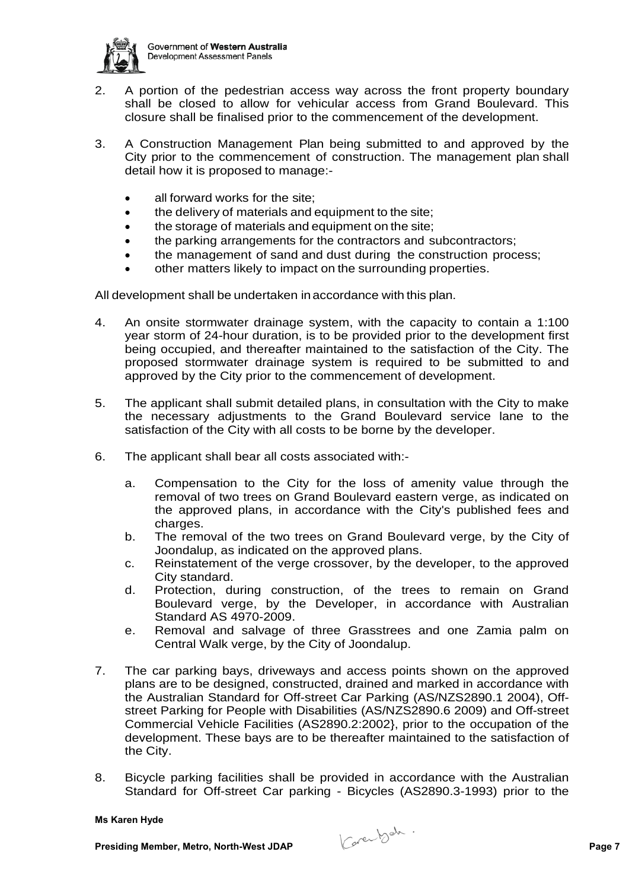2. A portion of the pedestrian access way across the front property boundary shall be closed to allow for vehicular access from Grand Boulevard. This closure shall be finalised prior to the commencement of the development.

3. A Construction Management Plan being submitted to and approved by the City prior to the commencement of construction. The management plan shall detail how it is proposed to manage:-

   - all forward works for the site;
   - the delivery of materials and equipment to the site;
   - the storage of materials and equipment on the site;
   - the parking arrangements for the contractors and subcontractors;
   - the management of sand and dust during the construction process;
   - other matters likely to impact on the surrounding properties.

All development shall be undertaken in accordance with this plan.

4. An onsite stormwater drainage system, with the capacity to contain a 1:100 year storm of 24-hour duration, is to be provided prior to the development first being occupied, and thereafter maintained to the satisfaction of the City. The proposed stormwater drainage system is required to be submitted to and approved by the City prior to the commencement of development.

5. The applicant shall submit detailed plans, in consultation with the City to make the necessary adjustments to the Grand Boulevard service lane to the satisfaction of the City with all costs to be borne by the developer.

6. The applicant shall bear all costs associated with:-

   a. Compensation to the City for the loss of amenity value through the removal of two trees on Grand Boulevard eastern verge, as indicated on the approved plans, in accordance with the City's published fees and charges.
   b. The removal of the two trees on Grand Boulevard verge, by the City of Joondalup, as indicated on the approved plans.
   c. Reinstatement of the verge crossover, by the developer, to the approved City standard.
   d. Protection, during construction, of the trees to remain on Grand Boulevard verge, by the Developer, in accordance with Australian Standard AS 4970-2009.
   e. Removal and salvage of three Grasstrees and one Zamia palm on Central Walk verge, by the City of Joondalup.

7. The car parking bays, driveways and access points shown on the approved plans are to be designed, constructed, drained and marked in accordance with the Australian Standard for Off-street Car Parking (AS/NZS2890.1 2004), Off-street Parking for People with Disabilities (AS/NZS2890.6 2009) and Off-street Commercial Vehicle Facilities (AS2890.2:2002}, prior to the occupation of the development. These bays are to be thereafter maintained to the satisfaction of the City.

8. Bicycle parking facilities shall be provided in accordance with the Australian Standard for Off-street Car parking - Bicycles (AS2890.3-1993) prior to the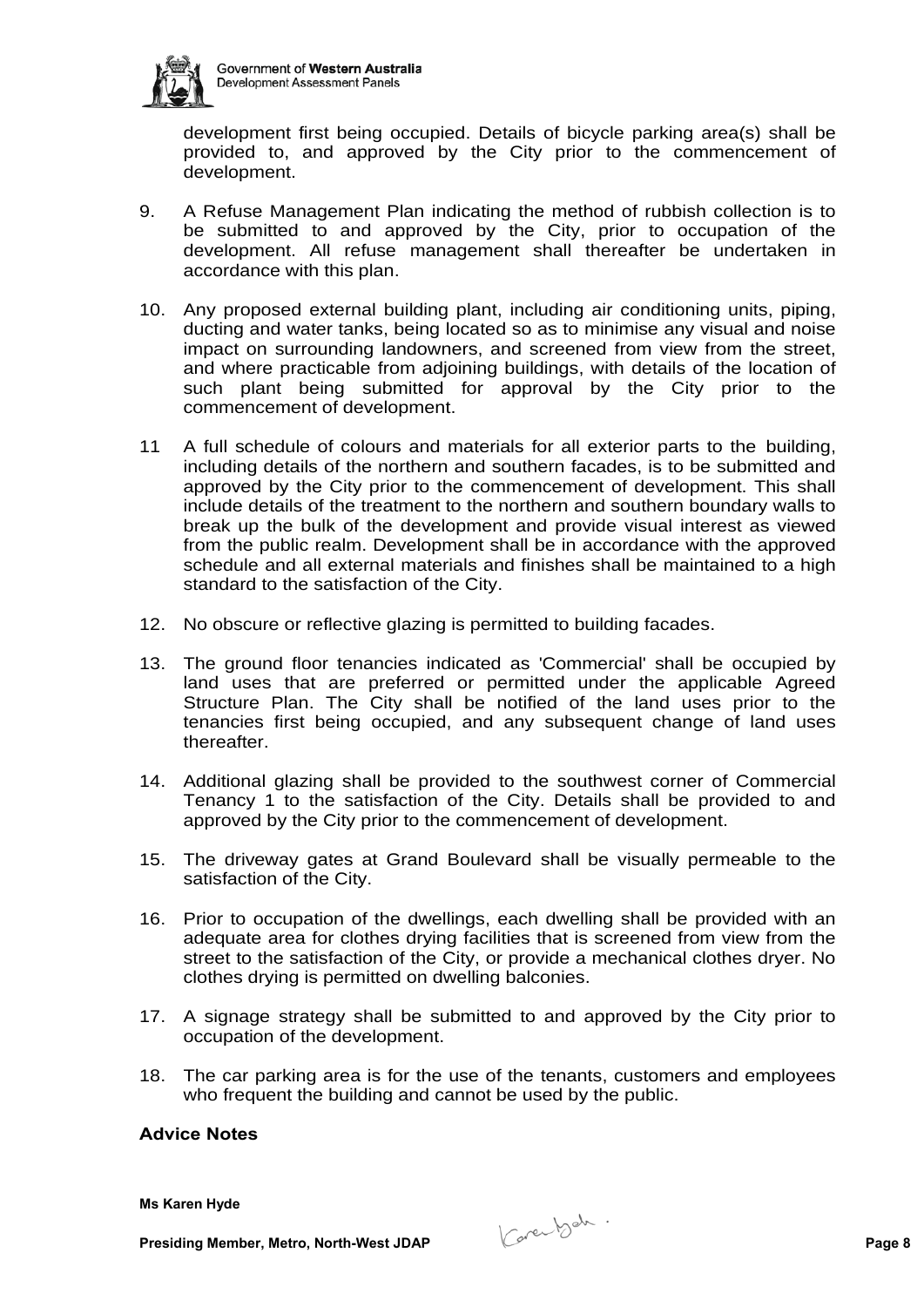development first being occupied. Details of bicycle parking area(s) shall be provided to, and approved by the City prior to the commencement of development.

9. A Refuse Management Plan indicating the method of rubbish collection is to be submitted to and approved by the City, prior to occupation of the development. All refuse management shall thereafter be undertaken in accordance with this plan.

10. Any proposed external building plant, including air conditioning units, piping, ducting and water tanks, being located so as to minimise any visual and noise impact on surrounding landowners, and screened from view from the street, and where practicable from adjoining buildings, with details of the location of such plant being submitted for approval by the City prior to the commencement of development.

11 A full schedule of colours and materials for all exterior parts to the building, including details of the northern and southern facades, is to be submitted and approved by the City prior to the commencement of development. This shall include details of the treatment to the northern and southern boundary walls to break up the bulk of the development and provide visual interest as viewed from the public realm. Development shall be in accordance with the approved schedule and all external materials and finishes shall be maintained to a high standard to the satisfaction of the City.

12. No obscure or reflective glazing is permitted to building facades.

13. The ground floor tenancies indicated as 'Commercial' shall be occupied by land uses that are preferred or permitted under the applicable Agreed Structure Plan. The City shall be notified of the land uses prior to the tenancies first being occupied, and any subsequent change of land uses thereafter.

14. Additional glazing shall be provided to the southwest corner of Commercial Tenancy 1 to the satisfaction of the City. Details shall be provided to and approved by the City prior to the commencement of development.

15. The driveway gates at Grand Boulevard shall be visually permeable to the satisfaction of the City.

16. Prior to occupation of the dwellings, each dwelling shall be provided with an adequate area for clothes drying facilities that is screened from view from the street to the satisfaction of the City, or provide a mechanical clothes dryer. No clothes drying is permitted on dwelling balconies.

17. A signage strategy shall be submitted to and approved by the City prior to occupation of the development.

18. The car parking area is for the use of the tenants, customers and employees who frequent the building and cannot be used by the public.

**Advice Notes**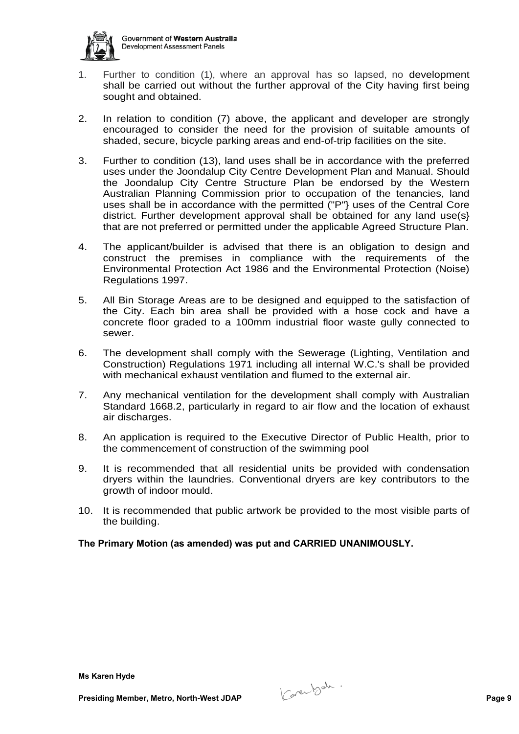1. Further to condition (1), where an approval has so lapsed, no development shall be carried out without the further approval of the City having first being sought and obtained.

2. In relation to condition (7) above, the applicant and developer are strongly encouraged to consider the need for the provision of suitable amounts of shaded, secure, bicycle parking areas and end-of-trip facilities on the site.

3. Further to condition (13), land uses shall be in accordance with the preferred uses under the Joondalup City Centre Development Plan and Manual. Should the Joondalup City Centre Structure Plan be endorsed by the Western Australian Planning Commission prior to occupation of the tenancies, land uses shall be in accordance with the permitted ("P"} uses of the Central Core district. Further development approval shall be obtained for any land use(s} that are not preferred or permitted under the applicable Agreed Structure Plan.

4. The applicant/builder is advised that there is an obligation to design and construct the premises in compliance with the requirements of the Environmental Protection Act 1986 and the Environmental Protection (Noise) Regulations 1997.

5. All Bin Storage Areas are to be designed and equipped to the satisfaction of the City. Each bin area shall be provided with a hose cock and have a concrete floor graded to a 100mm industrial floor waste gully connected to sewer.

6. The development shall comply with the Sewerage (Lighting, Ventilation and Construction) Regulations 1971 including all internal W.C.'s shall be provided with mechanical exhaust ventilation and flumed to the external air.

7. Any mechanical ventilation for the development shall comply with Australian Standard 1668.2, particularly in regard to air flow and the location of exhaust air discharges.

8. An application is required to the Executive Director of Public Health, prior to the commencement of construction of the swimming pool

9. It is recommended that all residential units be provided with condensation dryers within the laundries. Conventional dryers are key contributors to the growth of indoor mould.

10. It is recommended that public artwork be provided to the most visible parts of the building.

**The Primary Motion (as amended) was put and CARRIED UNANIMOUSLY.**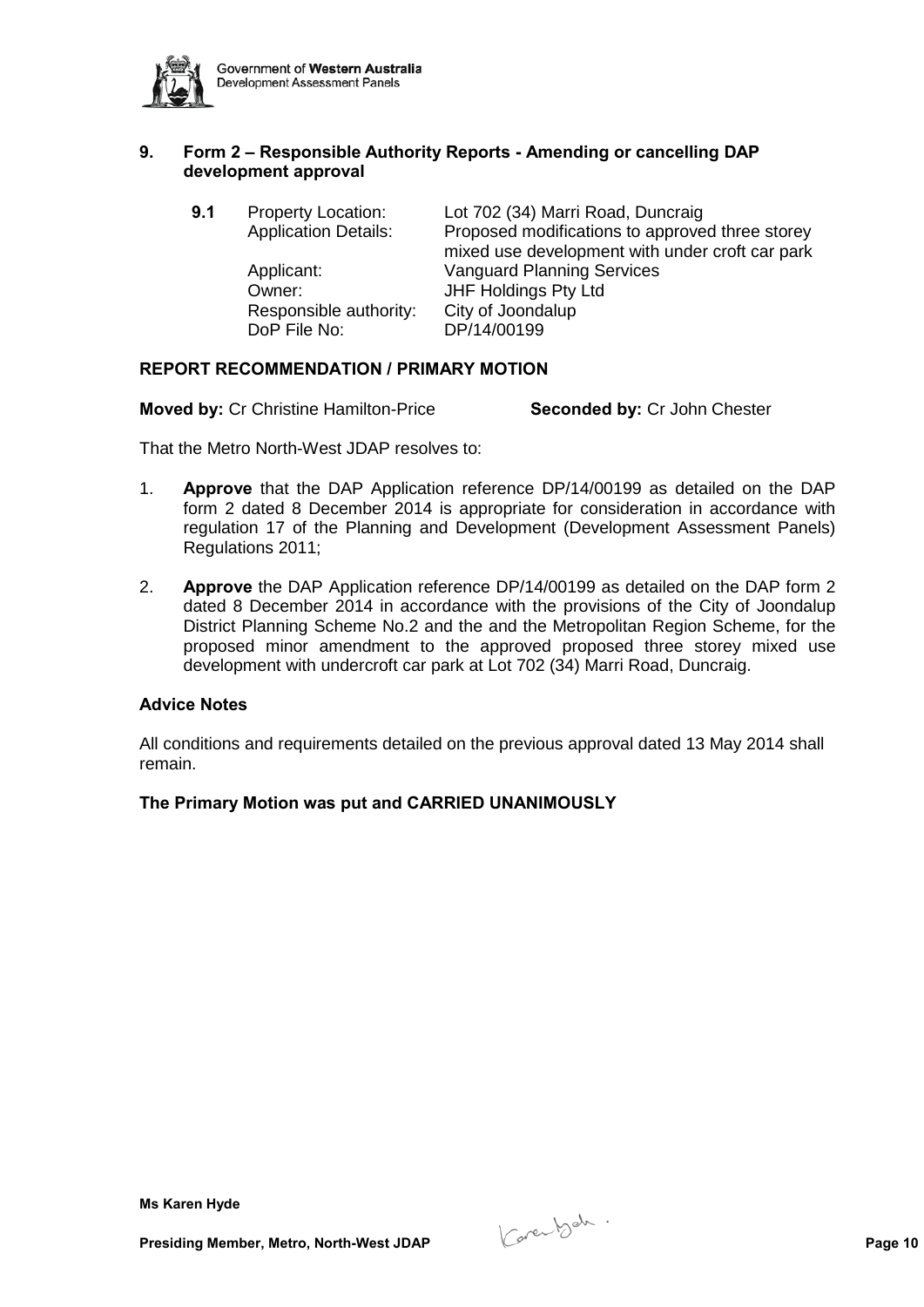## 9. Form 2 – Responsible Authority Reports - Amending or cancelling DAP development approval

**9.1**

| | |
|---|---|
| Property Location: | Lot 702 (34) Marri Road, Duncraig |
| Application Details: | Proposed modifications to approved three storey mixed use development with under croft car park |
| Applicant: | Vanguard Planning Services |
| Owner: | JHF Holdings Pty Ltd |
| Responsible authority: | City of Joondalup |
| DoP File No: | DP/14/00199 |

### REPORT RECOMMENDATION / PRIMARY MOTION

**Moved by:** Cr Christine Hamilton-Price **Seconded by:** Cr John Chester

That the Metro North-West JDAP resolves to:

1. **Approve** that the DAP Application reference DP/14/00199 as detailed on the DAP form 2 dated 8 December 2014 is appropriate for consideration in accordance with regulation 17 of the Planning and Development (Development Assessment Panels) Regulations 2011;

2. **Approve** the DAP Application reference DP/14/00199 as detailed on the DAP form 2 dated 8 December 2014 in accordance with the provisions of the City of Joondalup District Planning Scheme No.2 and the and the Metropolitan Region Scheme, for the proposed minor amendment to the approved proposed three storey mixed use development with undercroft car park at Lot 702 (34) Marri Road, Duncraig.

### Advice Notes

All conditions and requirements detailed on the previous approval dated 13 May 2014 shall remain.

**The Primary Motion was put and CARRIED UNANIMOUSLY**

**Ms Karen Hyde**

**Presiding Member, Metro, North-West JDAP**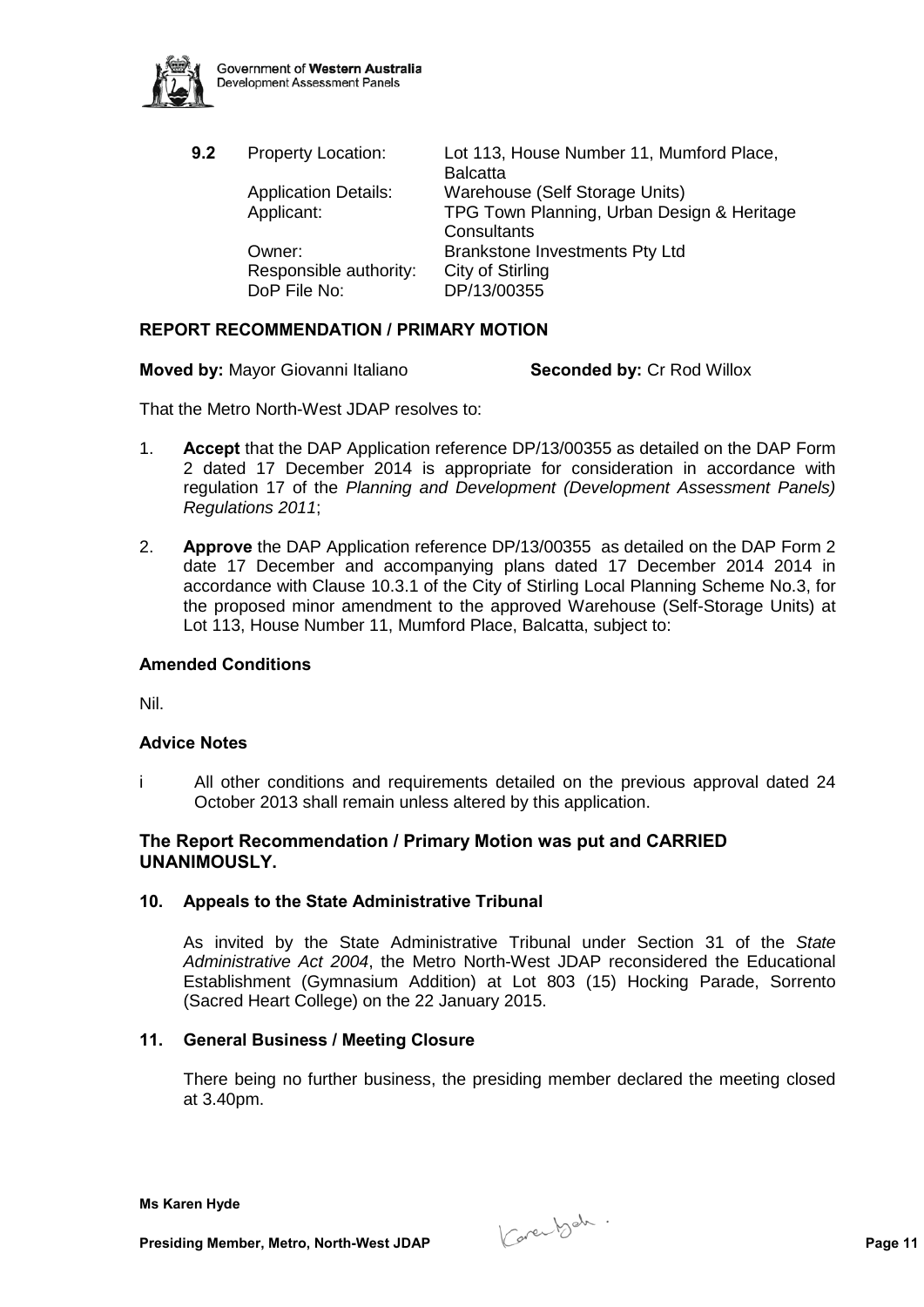**9.2** Property Location: Lot 113, House Number 11, Mumford Place, Balcatta
Application Details: Warehouse (Self Storage Units)
Applicant: TPG Town Planning, Urban Design & Heritage Consultants
Owner: Brankstone Investments Pty Ltd
Responsible authority: City of Stirling
DoP File No: DP/13/00355

**REPORT RECOMMENDATION / PRIMARY MOTION**

**Moved by:** Mayor Giovanni Italiano **Seconded by:** Cr Rod Willox

That the Metro North-West JDAP resolves to:

1. **Accept** that the DAP Application reference DP/13/00355 as detailed on the DAP Form 2 dated 17 December 2014 is appropriate for consideration in accordance with regulation 17 of the *Planning and Development (Development Assessment Panels) Regulations 2011*;

2. **Approve** the DAP Application reference DP/13/00355 as detailed on the DAP Form 2 date 17 December and accompanying plans dated 17 December 2014 2014 in accordance with Clause 10.3.1 of the City of Stirling Local Planning Scheme No.3, for the proposed minor amendment to the approved Warehouse (Self-Storage Units) at Lot 113, House Number 11, Mumford Place, Balcatta, subject to:

**Amended Conditions**

Nil.

**Advice Notes**

i All other conditions and requirements detailed on the previous approval dated 24 October 2013 shall remain unless altered by this application.

**The Report Recommendation / Primary Motion was put and CARRIED UNANIMOUSLY.**

**10. Appeals to the State Administrative Tribunal**

As invited by the State Administrative Tribunal under Section 31 of the *State Administrative Act 2004*, the Metro North-West JDAP reconsidered the Educational Establishment (Gymnasium Addition) at Lot 803 (15) Hocking Parade, Sorrento (Sacred Heart College) on the 22 January 2015.

**11. General Business / Meeting Closure**

There being no further business, the presiding member declared the meeting closed at 3.40pm.

**Ms Karen Hyde**

**Presiding Member, Metro, North-West JDAP**